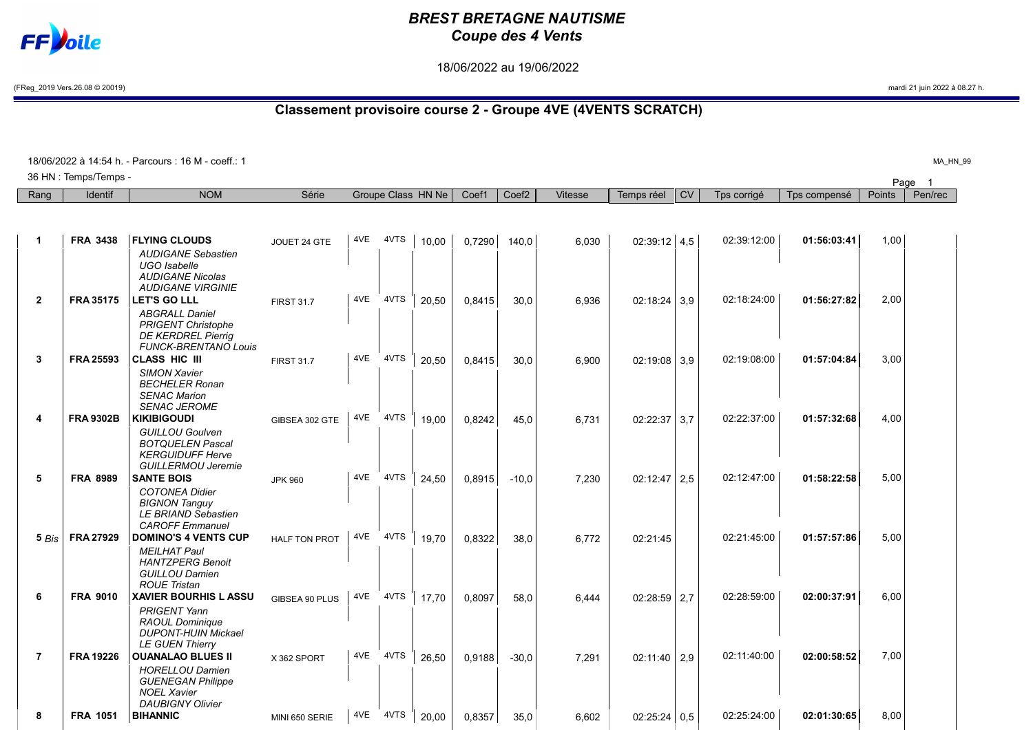# BREST BRETAGNE NAUTISME
## Coupe des 4 Vents

18/06/2022 au 19/06/2022

(FReg_2019 Vers.26.08 © 20019) mardi 21 juin 2022 à 08.27 h.

## Classement provisoire course 2 - Groupe 4VE (4VENTS SCRATCH)

18/06/2022 à 14:54 h. - Parcours : 16 M - coeff.: 1

36 HN : Temps/Temps -

MA_HN_99

| Rang | Identif | NOM | Série | Groupe | Class | HN Ne | Coef1 | Coef2 | Vitesse | Temps réel | CV | Tps corrigé | Tps compensé | Points | Pen/rec |
|---|---|---|---|---|---|---|---|---|---|---|---|---|---|---|---|
| 1 | FRA 3438 | **FLYING CLOUDS**<br>*AUDIGANE Sebastien*<br>*UGO Isabelle*<br>*AUDIGANE Nicolas*<br>*AUDIGANE VIRGINIE* | JOUET 24 GTE | 4VE | 4VTS | 10,00 | 0,7290 | 140,0 | 6,030 | 02:39:12 | 4,5 | 02:39:12:00 | **01:56:03:41** | 1,00 | |
| 2 | FRA 35175 | **LET'S GO LLL**<br>*ABGRALL Daniel*<br>*PRIGENT Christophe*<br>*DE KERDREL Pierrig*<br>*FUNCK-BRENTANO Louis* | FIRST 31.7 | 4VE | 4VTS | 20,50 | 0,8415 | 30,0 | 6,936 | 02:18:24 | 3,9 | 02:18:24:00 | **01:56:27:82** | 2,00 | |
| 3 | FRA 25593 | **CLASS HIC III**<br>*SIMON Xavier*<br>*BECHELER Ronan*<br>*SENAC Marion*<br>*SENAC JEROME* | FIRST 31.7 | 4VE | 4VTS | 20,50 | 0,8415 | 30,0 | 6,900 | 02:19:08 | 3,9 | 02:19:08:00 | **01:57:04:84** | 3,00 | |
| 4 | FRA 9302B | **KIKIBIGOUDI**<br>*GUILLOU Goulven*<br>*BOTQUELEN Pascal*<br>*KERGUIDUFF Herve*<br>*GUILLERMOU Jeremie* | GIBSEA 302 GTE | 4VE | 4VTS | 19,00 | 0,8242 | 45,0 | 6,731 | 02:22:37 | 3,7 | 02:22:37:00 | **01:57:32:68** | 4,00 | |
| 5 | FRA 8989 | **SANTE BOIS**<br>*COTONEA Didier*<br>*BIGNON Tanguy*<br>*LE BRIAND Sebastien*<br>*CAROFF Emmanuel* | JPK 960 | 4VE | 4VTS | 24,50 | 0,8915 | -10,0 | 7,230 | 02:12:47 | 2,5 | 02:12:47:00 | **01:58:22:58** | 5,00 | |
| 5 *Bis* | FRA 27929 | **DOMINO'S 4 VENTS CUP**<br>*MEILHAT Paul*<br>*HANTZPERG Benoit*<br>*GUILLOU Damien*<br>*ROUE Tristan* | HALF TON PROT | 4VE | 4VTS | 19,70 | 0,8322 | 38,0 | 6,772 | 02:21:45 | | 02:21:45:00 | **01:57:57:86** | 5,00 | |
| 6 | FRA 9010 | **XAVIER BOURHIS L ASSU**<br>*PRIGENT Yann*<br>*RAOUL Dominique*<br>*DUPONT-HUIN Mickael*<br>*LE GUEN Thierry* | GIBSEA 90 PLUS | 4VE | 4VTS | 17,70 | 0,8097 | 58,0 | 6,444 | 02:28:59 | 2,7 | 02:28:59:00 | **02:00:37:91** | 6,00 | |
| 7 | FRA 19226 | **OUANALAO BLUES II**<br>*HORELLOU Damien*<br>*GUENEGAN Philippe*<br>*NOEL Xavier*<br>*DAUBIGNY Olivier* | X 362 SPORT | 4VE | 4VTS | 26,50 | 0,9188 | -30,0 | 7,291 | 02:11:40 | 2,9 | 02:11:40:00 | **02:00:58:52** | 7,00 | |
| 8 | FRA 1051 | **BIHANNIC** | MINI 650 SERIE | 4VE | 4VTS | 20,00 | 0,8357 | 35,0 | 6,602 | 02:25:24 | 0,5 | 02:25:24:00 | **02:01:30:65** | 8,00 | |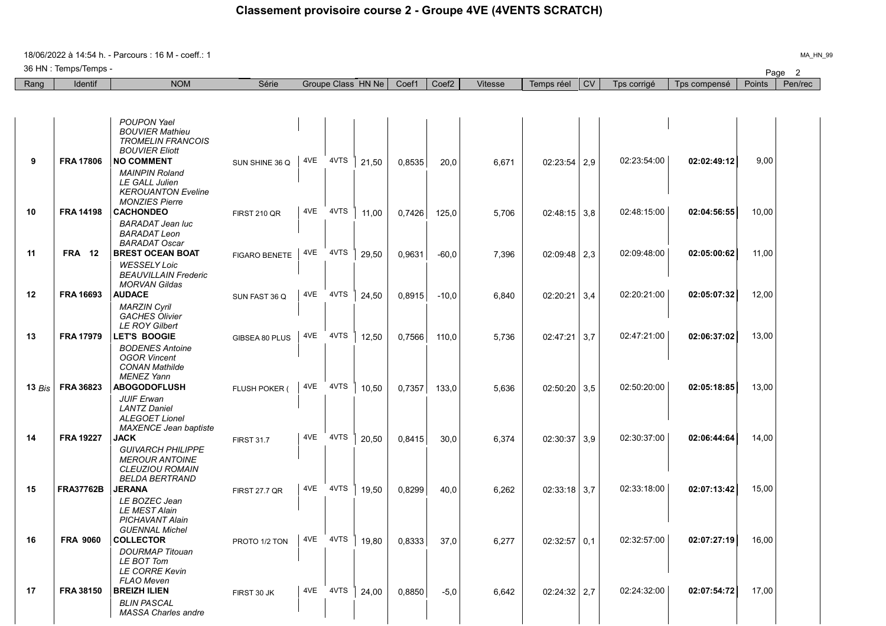# Classement provisoire course 2 - Groupe 4VE (4VENTS SCRATCH)

18/06/2022 à 14:54 h. - Parcours : 16 M - coeff.: 1

36 HN : Temps/Temps -

| Rang | Identif | NOM | Série | Groupe | Class | HN Ne | Coef1 | Coef2 | Vitesse | Temps réel | CV | Tps corrigé | Tps compensé | Points | Pen/rec |
|---|---|---|---|---|---|---|---|---|---|---|---|---|---|---|---|
| 9 | FRA 17806 | **NO COMMENT**<br>*POUPON Yael*<br>*BOUVIER Mathieu*<br>*TROMELIN FRANCOIS*<br>*BOUVIER Eliott* | SUN SHINE 36 Q | 4VE | 4VTS | 21,50 | 0,8535 | 20,0 | 6,671 | 02:23:54 | 2,9 | 02:23:54:00 | **02:02:49:12** | 9,00 | |
| 10 | FRA 14198 | **CACHONDEO**<br>*MAINPIN Roland*<br>*LE GALL Julien*<br>*KEROUANTON Eveline*<br>*MONZIES Pierre* | FIRST 210 QR | 4VE | 4VTS | 11,00 | 0,7426 | 125,0 | 5,706 | 02:48:15 | 3,8 | 02:48:15:00 | **02:04:56:55** | 10,00 | |
| 11 | FRA 12 | **BREST OCEAN BOAT**<br>*BARADAT Jean luc*<br>*BARADAT Leon*<br>*BARADAT Oscar* | FIGARO BENETE | 4VE | 4VTS | 29,50 | 0,9631 | -60,0 | 7,396 | 02:09:48 | 2,3 | 02:09:48:00 | **02:05:00:62** | 11,00 | |
| 12 | FRA 16693 | **AUDACE**<br>*WESSELY Loic*<br>*BEAUVILLAIN Frederic*<br>*MORVAN Gildas* | SUN FAST 36 Q | 4VE | 4VTS | 24,50 | 0,8915 | -10,0 | 6,840 | 02:20:21 | 3,4 | 02:20:21:00 | **02:05:07:32** | 12,00 | |
| 13 | FRA 17979 | **LET'S BOOGIE**<br>*MARZIN Cyril*<br>*GACHES Olivier*<br>*LE ROY Gilbert* | GIBSEA 80 PLUS | 4VE | 4VTS | 12,50 | 0,7566 | 110,0 | 5,736 | 02:47:21 | 3,7 | 02:47:21:00 | **02:06:37:02** | 13,00 | |
| 13 *Bis* | FRA 36823 | **ABOGODOFLUSH**<br>*BODENES Antoine*<br>*OGOR Vincent*<br>*CONAN Mathilde*<br>*MENEZ Yann* | FLUSH POKER ( | 4VE | 4VTS | 10,50 | 0,7357 | 133,0 | 5,636 | 02:50:20 | 3,5 | 02:50:20:00 | **02:05:18:85** | 13,00 | |
| 14 | FRA 19227 | **JACK**<br>*JUIF Erwan*<br>*LANTZ Daniel*<br>*ALEGOET Lionel*<br>*MAXENCE Jean baptiste* | FIRST 31.7 | 4VE | 4VTS | 20,50 | 0,8415 | 30,0 | 6,374 | 02:30:37 | 3,9 | 02:30:37:00 | **02:06:44:64** | 14,00 | |
| 15 | FRA37762B | **JERANA**<br>*GUIVARCH PHILIPPE*<br>*MEROUR ANTOINE*<br>*CLEUZIOU ROMAIN*<br>*BELDA BERTRAND* | FIRST 27.7 QR | 4VE | 4VTS | 19,50 | 0,8299 | 40,0 | 6,262 | 02:33:18 | 3,7 | 02:33:18:00 | **02:07:13:42** | 15,00 | |
| 16 | FRA 9060 | **COLLECTOR**<br>*LE BOZEC Jean*<br>*LE MEST Alain*<br>*PICHAVANT Alain*<br>*GUENNAL Michel* | PROTO 1/2 TON | 4VE | 4VTS | 19,80 | 0,8333 | 37,0 | 6,277 | 02:32:57 | 0,1 | 02:32:57:00 | **02:07:27:19** | 16,00 | |
| 17 | FRA 38150 | **BREIZH ILIEN**<br>*DOURMAP Titouan*<br>*LE BOT Tom*<br>*LE CORRE Kevin*<br>*FLAO Meven*<br>*BLIN PASCAL*<br>*MASSA Charles andre* | FIRST 30 JK | 4VE | 4VTS | 24,00 | 0,8850 | -5,0 | 6,642 | 02:24:32 | 2,7 | 02:24:32:00 | **02:07:54:72** | 17,00 | |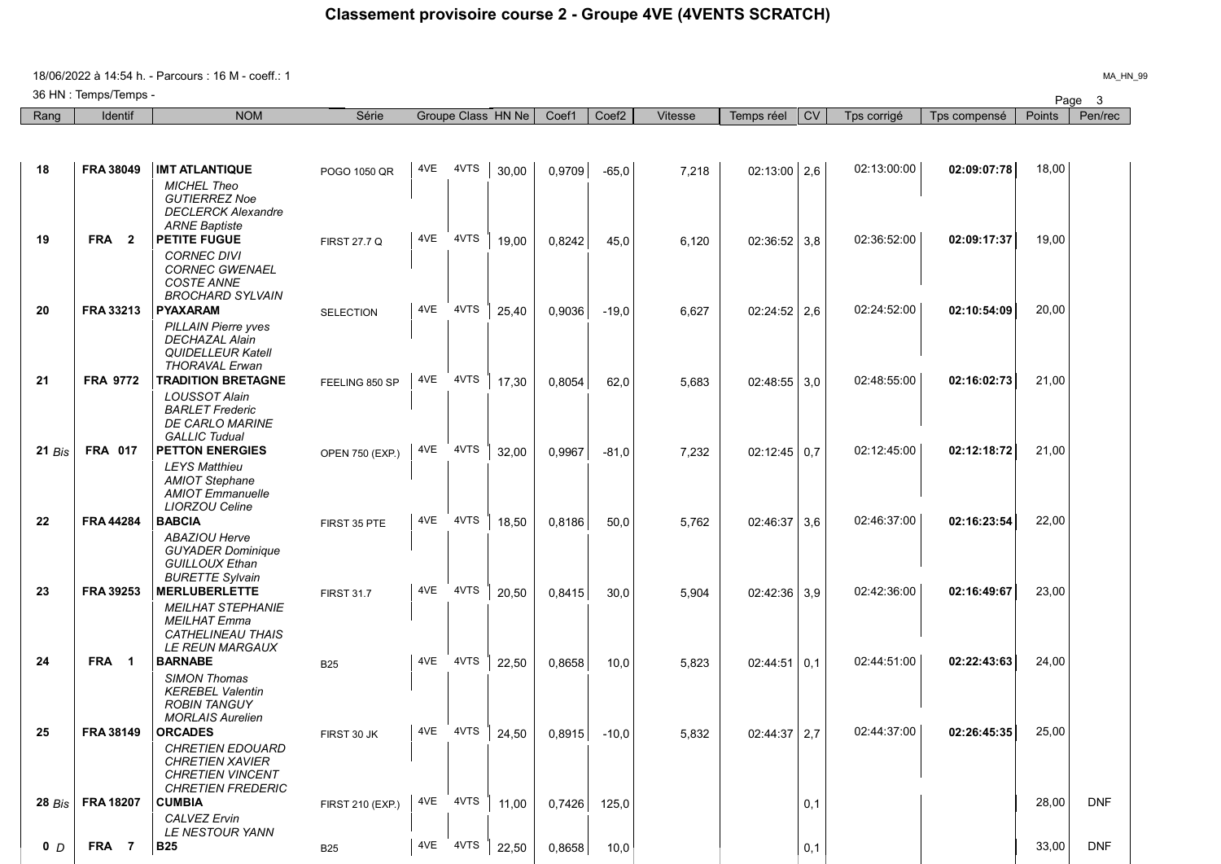# Classement provisoire course 2 - Groupe 4VE (4VENTS SCRATCH)

18/06/2022 à 14:54 h. - Parcours : 16 M - coeff.: 1

36 HN : Temps/Temps -

MA_HN_99

| Rang | Identif | NOM | Série | Groupe | Class | HN Ne | Coef1 | Coef2 | Vitesse | Temps réel | CV | Tps corrigé | Tps compensé | Points | Pen/rec |
|---|---|---|---|---|---|---|---|---|---|---|---|---|---|---|---|
| 18 | FRA 38049 | **IMT ATLANTIQUE**<br>*MICHEL Theo*<br>*GUTIERREZ Noe*<br>*DECLERCK Alexandre*<br>*ARNE Baptiste* | POGO 1050 QR | 4VE | 4VTS | 30,00 | 0,9709 | -65,0 | 7,218 | 02:13:00 | 2,6 | 02:13:00:00 | **02:09:07:78** | 18,00 | |
| 19 | FRA 2 | **PETITE FUGUE**<br>*CORNEC DIVI*<br>*CORNEC GWENAEL*<br>*COSTE ANNE*<br>*BROCHARD SYLVAIN* | FIRST 27.7 Q | 4VE | 4VTS | 19,00 | 0,8242 | 45,0 | 6,120 | 02:36:52 | 3,8 | 02:36:52:00 | **02:09:17:37** | 19,00 | |
| 20 | FRA 33213 | **PYAXARAM**<br>*PILLAIN Pierre yves*<br>*DECHAZAL Alain*<br>*QUIDELLEUR Katell*<br>*THORAVAL Erwan* | SELECTION | 4VE | 4VTS | 25,40 | 0,9036 | -19,0 | 6,627 | 02:24:52 | 2,6 | 02:24:52:00 | **02:10:54:09** | 20,00 | |
| 21 | FRA 9772 | **TRADITION BRETAGNE**<br>*LOUSSOT Alain*<br>*BARLET Frederic*<br>*DE CARLO MARINE*<br>*GALLIC Tudual* | FEELING 850 SP | 4VE | 4VTS | 17,30 | 0,8054 | 62,0 | 5,683 | 02:48:55 | 3,0 | 02:48:55:00 | **02:16:02:73** | 21,00 | |
| 21 *Bis* | FRA 017 | **PETTON ENERGIES**<br>*LEYS Matthieu*<br>*AMIOT Stephane*<br>*AMIOT Emmanuelle*<br>*LIORZOU Celine* | OPEN 750 (EXP.) | 4VE | 4VTS | 32,00 | 0,9967 | -81,0 | 7,232 | 02:12:45 | 0,7 | 02:12:45:00 | **02:12:18:72** | 21,00 | |
| 22 | FRA 44284 | **BABCIA**<br>*ABAZIOU Herve*<br>*GUYADER Dominique*<br>*GUILLOUX Ethan*<br>*BURETTE Sylvain* | FIRST 35 PTE | 4VE | 4VTS | 18,50 | 0,8186 | 50,0 | 5,762 | 02:46:37 | 3,6 | 02:46:37:00 | **02:16:23:54** | 22,00 | |
| 23 | FRA 39253 | **MERLUBERLETTE**<br>*MEILHAT STEPHANIE*<br>*MEILHAT Emma*<br>*CATHELINEAU THAIS*<br>*LE REUN MARGAUX* | FIRST 31.7 | 4VE | 4VTS | 20,50 | 0,8415 | 30,0 | 5,904 | 02:42:36 | 3,9 | 02:42:36:00 | **02:16:49:67** | 23,00 | |
| 24 | FRA 1 | **BARNABE**<br>*SIMON Thomas*<br>*KEREBEL Valentin*<br>*ROBIN TANGUY*<br>*MORLAIS Aurelien* | B25 | 4VE | 4VTS | 22,50 | 0,8658 | 10,0 | 5,823 | 02:44:51 | 0,1 | 02:44:51:00 | **02:22:43:63** | 24,00 | |
| 25 | FRA 38149 | **ORCADES**<br>*CHRETIEN EDOUARD*<br>*CHRETIEN XAVIER*<br>*CHRETIEN VINCENT*<br>*CHRETIEN FREDERIC* | FIRST 30 JK | 4VE | 4VTS | 24,50 | 0,8915 | -10,0 | 5,832 | 02:44:37 | 2,7 | 02:44:37:00 | **02:26:45:35** | 25,00 | |
| 28 *Bis* | FRA 18207 | **CUMBIA**<br>*CALVEZ Ervin*<br>*LE NESTOUR YANN* | FIRST 210 (EXP.) | 4VE | 4VTS | 11,00 | 0,7426 | 125,0 | | | 0,1 | | | 28,00 | DNF |
| 0 *D* | FRA 7 | **B25** | B25 | 4VE | 4VTS | 22,50 | 0,8658 | 10,0 | | | 0,1 | | | 33,00 | DNF |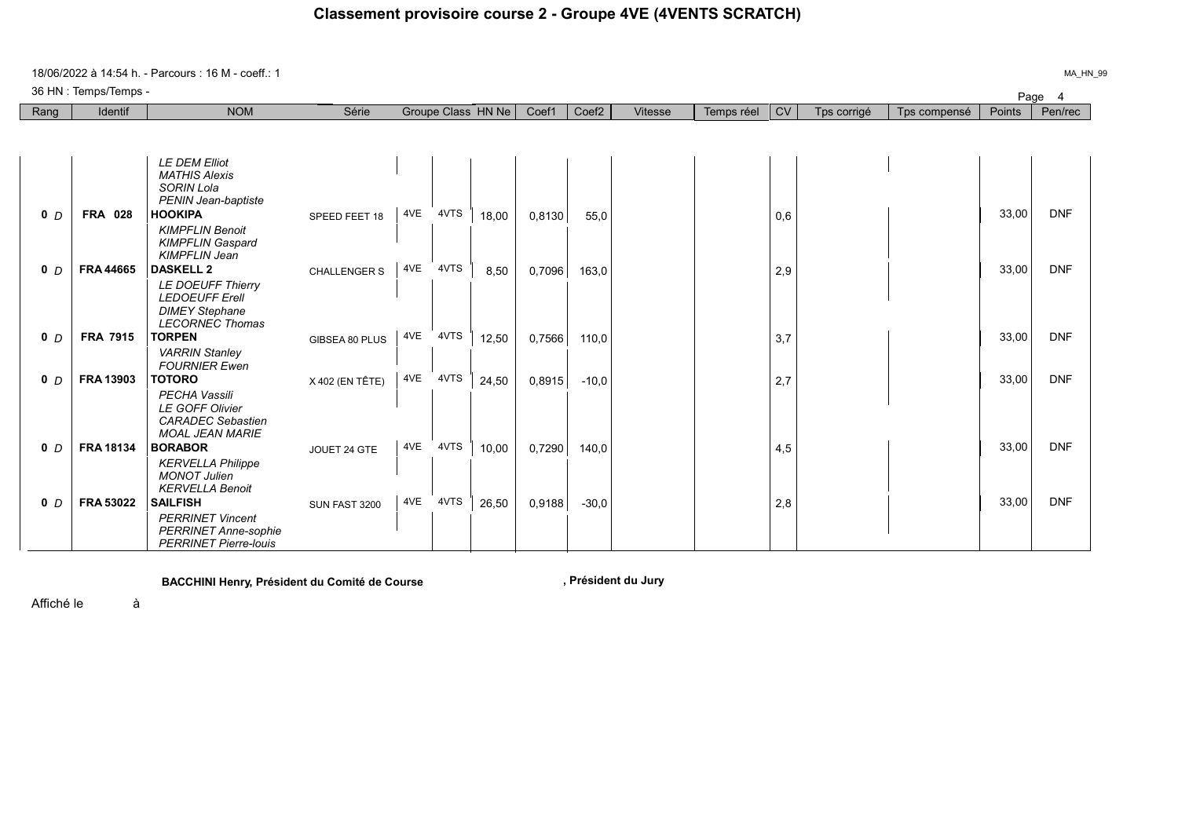# Classement provisoire course 2 - Groupe 4VE (4VENTS SCRATCH)

18/06/2022 à 14:54 h. - Parcours : 16 M - coeff.: 1

36 HN : Temps/Temps -

| Rang | Identif | NOM | Série | Groupe | Class | HN Ne | Coef1 | Coef2 | Vitesse | Temps réel | CV | Tps corrigé | Tps compensé | Points | Pen/rec |
|---|---|---|---|---|---|---|---|---|---|---|---|---|---|---|---|
| | | *LE DEM Elliot* *MATHIS Alexis* *SORIN Lola* *PENIN Jean-baptiste* | | | | | | | | | | | | | |
| 0 *D* | FRA 028 | **HOOKIPA** *KIMPFLIN Benoit* *KIMPFLIN Gaspard* *KIMPFLIN Jean* | SPEED FEET 18 | 4VE | 4VTS | 18,00 | 0,8130 | 55,0 | | | 0,6 | | | 33,00 | DNF |
| 0 *D* | FRA 44665 | **DASKELL 2** *LE DOEUFF Thierry* *LEDOEUFF Erell* *DIMEY Stephane* *LECORNEC Thomas* | CHALLENGER S | 4VE | 4VTS | 8,50 | 0,7096 | 163,0 | | | 2,9 | | | 33,00 | DNF |
| 0 *D* | FRA 7915 | **TORPEN** *VARRIN Stanley* *FOURNIER Ewen* | GIBSEA 80 PLUS | 4VE | 4VTS | 12,50 | 0,7566 | 110,0 | | | 3,7 | | | 33,00 | DNF |
| 0 *D* | FRA 13903 | **TOTORO** *PECHA Vassili* *LE GOFF Olivier* *CARADEC Sebastien* *MOAL JEAN MARIE* | X 402 (EN TÊTE) | 4VE | 4VTS | 24,50 | 0,8915 | -10,0 | | | 2,7 | | | 33,00 | DNF |
| 0 *D* | FRA 18134 | **BORABOR** *KERVELLA Philippe* *MONOT Julien* *KERVELLA Benoit* | JOUET 24 GTE | 4VE | 4VTS | 10,00 | 0,7290 | 140,0 | | | 4,5 | | | 33,00 | DNF |
| 0 *D* | FRA 53022 | **SAILFISH** *PERRINET Vincent* *PERRINET Anne-sophie* *PERRINET Pierre-louis* | SUN FAST 3200 | 4VE | 4VTS | 26,50 | 0,9188 | -30,0 | | | 2,8 | | | 33,00 | DNF |

**BACCHINI Henry, Président du Comité de Course** **, Président du Jury**

Affiché le à